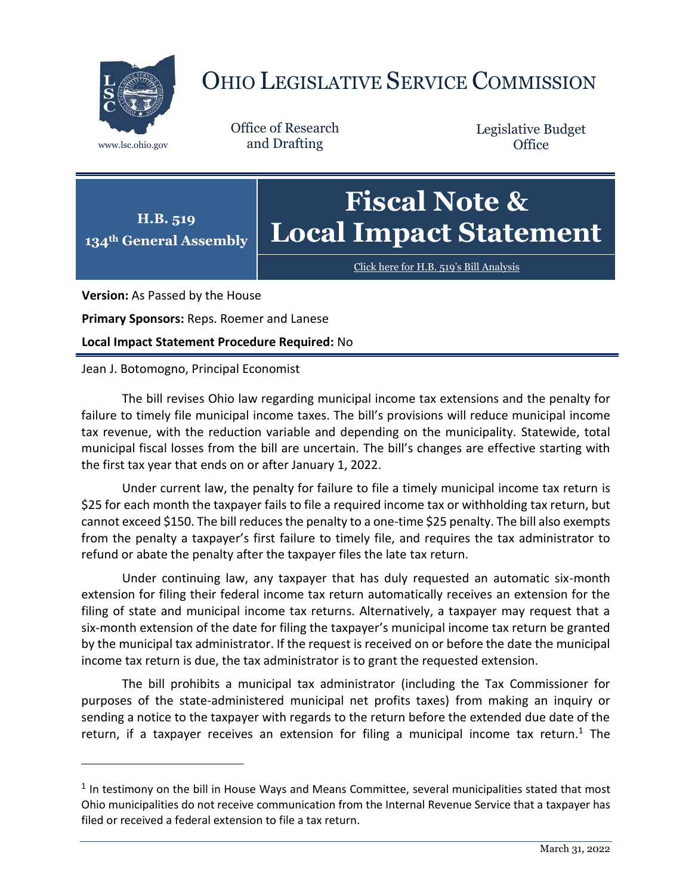# OHIO LEGISLATIVE SERVICE COMMISSION

www.lsc.ohio.gov

Office of Research and Drafting

Legislative Budget Office

**H.B. 519**
**134th General Assembly**

# Fiscal Note & Local Impact Statement

Click here for H.B. 519's Bill Analysis

**Version:** As Passed by the House

**Primary Sponsors:** Reps. Roemer and Lanese

**Local Impact Statement Procedure Required:** No

Jean J. Botomogno, Principal Economist

The bill revises Ohio law regarding municipal income tax extensions and the penalty for failure to timely file municipal income taxes. The bill's provisions will reduce municipal income tax revenue, with the reduction variable and depending on the municipality. Statewide, total municipal fiscal losses from the bill are uncertain. The bill's changes are effective starting with the first tax year that ends on or after January 1, 2022.

Under current law, the penalty for failure to file a timely municipal income tax return is $25 for each month the taxpayer fails to file a required income tax or withholding tax return, but cannot exceed $150. The bill reduces the penalty to a one-time $25 penalty. The bill also exempts from the penalty a taxpayer's first failure to timely file, and requires the tax administrator to refund or abate the penalty after the taxpayer files the late tax return.

Under continuing law, any taxpayer that has duly requested an automatic six-month extension for filing their federal income tax return automatically receives an extension for the filing of state and municipal income tax returns. Alternatively, a taxpayer may request that a six-month extension of the date for filing the taxpayer's municipal income tax return be granted by the municipal tax administrator. If the request is received on or before the date the municipal income tax return is due, the tax administrator is to grant the requested extension.

The bill prohibits a municipal tax administrator (including the Tax Commissioner for purposes of the state-administered municipal net profits taxes) from making an inquiry or sending a notice to the taxpayer with regards to the return before the extended due date of the return, if a taxpayer receives an extension for filing a municipal income tax return.[1] The

[1] In testimony on the bill in House Ways and Means Committee, several municipalities stated that most Ohio municipalities do not receive communication from the Internal Revenue Service that a taxpayer has filed or received a federal extension to file a tax return.

March 31, 2022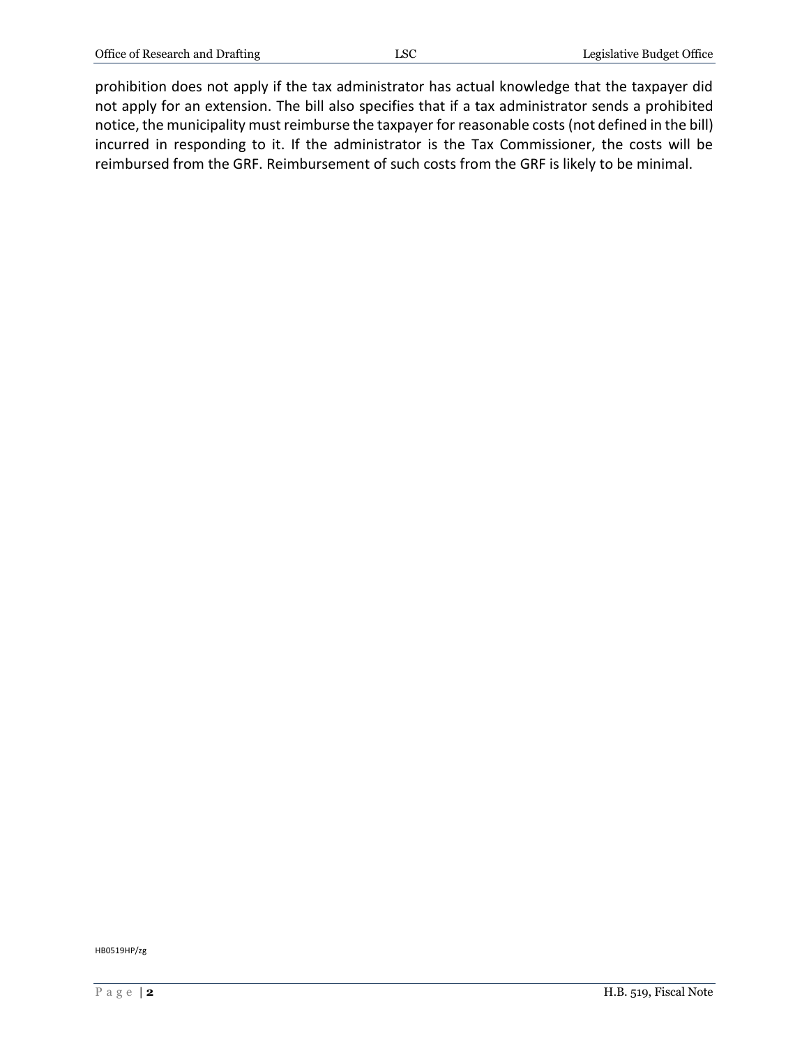prohibition does not apply if the tax administrator has actual knowledge that the taxpayer did not apply for an extension. The bill also specifies that if a tax administrator sends a prohibited notice, the municipality must reimburse the taxpayer for reasonable costs (not defined in the bill) incurred in responding to it. If the administrator is the Tax Commissioner, the costs will be reimbursed from the GRF. Reimbursement of such costs from the GRF is likely to be minimal.

HB0519HP/zg